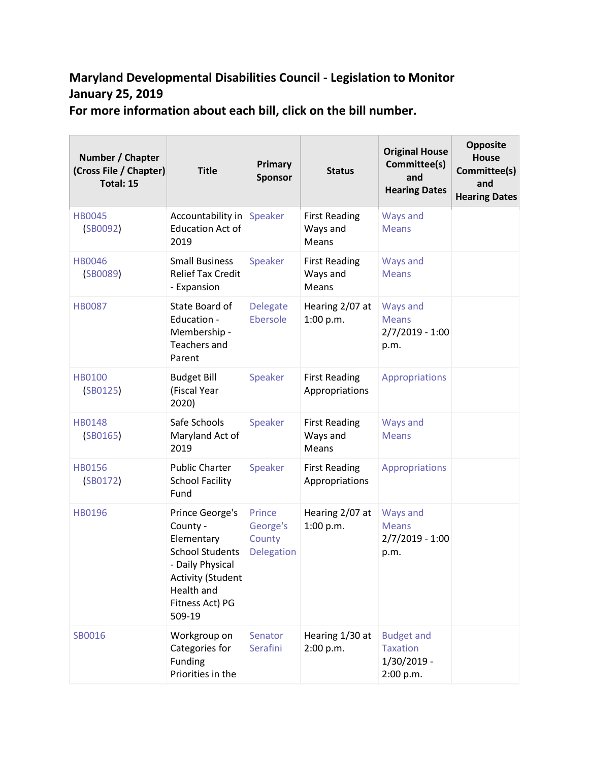# Maryland Developmental Disabilities Council - Legislation to Monitor
# January 25, 2019
# For more information about each bill, click on the bill number.

| Number / Chapter (Cross File / Chapter) Total: 15 | Title | Primary Sponsor | Status | Original House Committee(s) and Hearing Dates | Opposite House Committee(s) and Hearing Dates |
|---|---|---|---|---|---|
| HB0045 (SB0092) | Accountability in Education Act of 2019 | Speaker | First Reading Ways and Means | Ways and Means | |
| HB0046 (SB0089) | Small Business Relief Tax Credit - Expansion | Speaker | First Reading Ways and Means | Ways and Means | |
| HB0087 | State Board of Education - Membership - Teachers and Parent | Delegate Ebersole | Hearing 2/07 at 1:00 p.m. | Ways and Means 2/7/2019 - 1:00 p.m. | |
| HB0100 (SB0125) | Budget Bill (Fiscal Year 2020) | Speaker | First Reading Appropriations | Appropriations | |
| HB0148 (SB0165) | Safe Schools Maryland Act of 2019 | Speaker | First Reading Ways and Means | Ways and Means | |
| HB0156 (SB0172) | Public Charter School Facility Fund | Speaker | First Reading Appropriations | Appropriations | |
| HB0196 | Prince George's County - Elementary School Students - Daily Physical Activity (Student Health and Fitness Act) PG 509-19 | Prince George's County Delegation | Hearing 2/07 at 1:00 p.m. | Ways and Means 2/7/2019 - 1:00 p.m. | |
| SB0016 | Workgroup on Categories for Funding Priorities in the | Senator Serafini | Hearing 1/30 at 2:00 p.m. | Budget and Taxation 1/30/2019 - 2:00 p.m. | |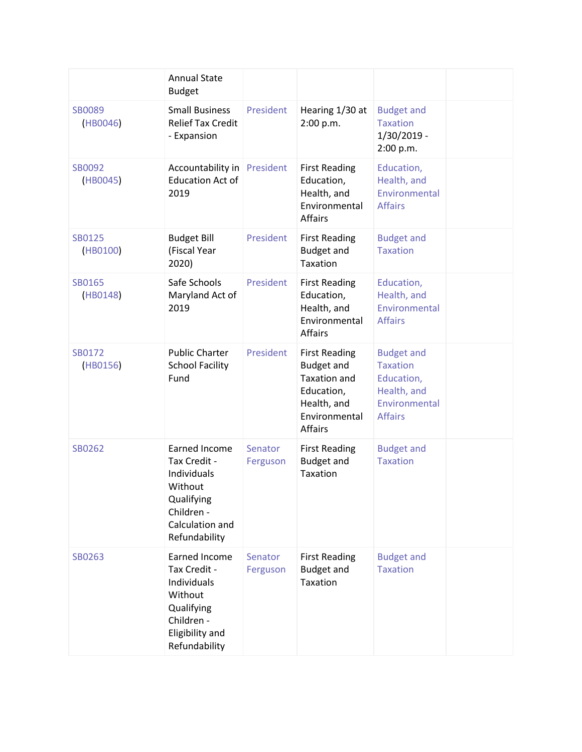| | | | | | |
|---|---|---|---|---|---|
| | Annual State Budget | | | | |
| SB0089 (HB0046) | Small Business Relief Tax Credit - Expansion | President | Hearing 1/30 at 2:00 p.m. | Budget and Taxation 1/30/2019 - 2:00 p.m. | |
| SB0092 (HB0045) | Accountability in Education Act of 2019 | President | First Reading Education, Health, and Environmental Affairs | Education, Health, and Environmental Affairs | |
| SB0125 (HB0100) | Budget Bill (Fiscal Year 2020) | President | First Reading Budget and Taxation | Budget and Taxation | |
| SB0165 (HB0148) | Safe Schools Maryland Act of 2019 | President | First Reading Education, Health, and Environmental Affairs | Education, Health, and Environmental Affairs | |
| SB0172 (HB0156) | Public Charter School Facility Fund | President | First Reading Budget and Taxation and Education, Health, and Environmental Affairs | Budget and Taxation Education, Health, and Environmental Affairs | |
| SB0262 | Earned Income Tax Credit - Individuals Without Qualifying Children - Calculation and Refundability | Senator Ferguson | First Reading Budget and Taxation | Budget and Taxation | |
| SB0263 | Earned Income Tax Credit - Individuals Without Qualifying Children - Eligibility and Refundability | Senator Ferguson | First Reading Budget and Taxation | Budget and Taxation | |